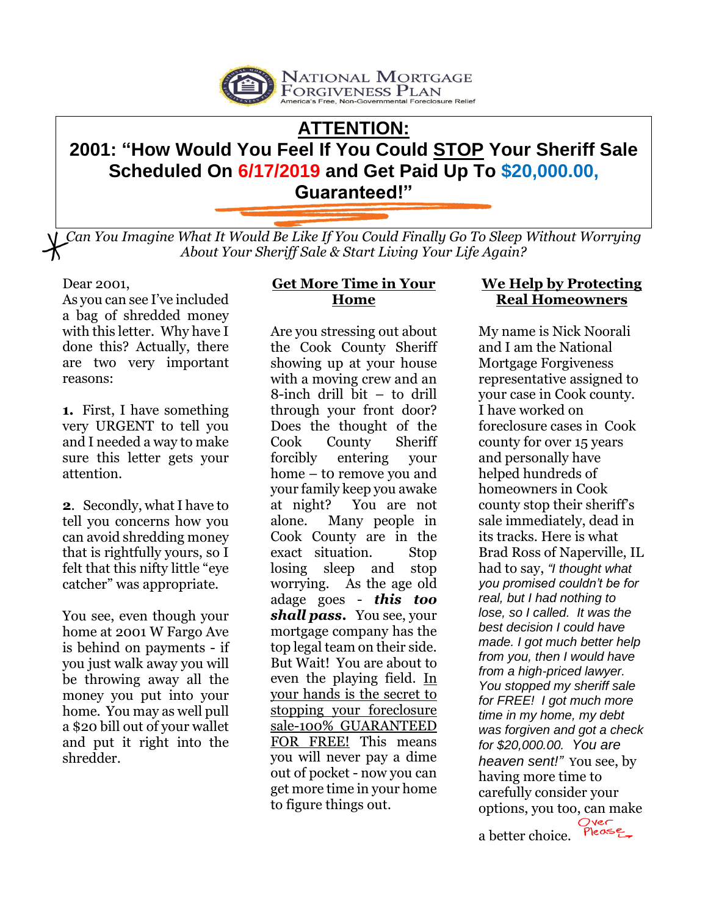NATIONAL MORTGAGE FORGIVENESS PLAN
America's Free, Non-Governmental Foreclosure Relief

# ATTENTION:

## 2001: "How Would You Feel If You Could STOP Your Sheriff Sale Scheduled On 6/17/2019 and Get Paid Up To $20,000.00, Guaranteed!"

*Can You Imagine What It Would Be Like If You Could Finally Go To Sleep Without Worrying About Your Sheriff Sale & Start Living Your Life Again?*

Dear 2001,

As you can see I've included a bag of shredded money with this letter. Why have I done this? Actually, there are two very important reasons:

**1.** First, I have something very URGENT to tell you and I needed a way to make sure this letter gets your attention.

**2**. Secondly, what I have to tell you concerns how you can avoid shredding money that is rightfully yours, so I felt that this nifty little "eye catcher" was appropriate.

You see, even though your home at 2001 W Fargo Ave is behind on payments - if you just walk away you will be throwing away all the money you put into your home. You may as well pull a $20 bill out of your wallet and put it right into the shredder.

### Get More Time in Your Home

Are you stressing out about the Cook County Sheriff showing up at your house with a moving crew and an 8-inch drill bit – to drill through your front door? Does the thought of the Cook County Sheriff forcibly entering your home – to remove you and your family keep you awake at night? You are not alone. Many people in Cook County are in the exact situation. Stop losing sleep and stop worrying. As the age old adage goes - ***this too shall pass.*** You see, your mortgage company has the top legal team on their side. But Wait! You are about to even the playing field. In your hands is the secret to stopping your foreclosure sale-100% GUARANTEED FOR FREE! This means you will never pay a dime out of pocket - now you can get more time in your home to figure things out.

### We Help by Protecting Real Homeowners

My name is Nick Noorali and I am the National Mortgage Forgiveness representative assigned to your case in Cook county. I have worked on foreclosure cases in Cook county for over 15 years and personally have helped hundreds of homeowners in Cook county stop their sheriff's sale immediately, dead in its tracks. Here is what Brad Ross of Naperville, IL had to say, *"I thought what you promised couldn't be for real, but I had nothing to lose, so I called. It was the best decision I could have made. I got much better help from you, then I would have from a high-priced lawyer. You stopped my sheriff sale for FREE! I got much more time in my home, my debt was forgiven and got a check for $20,000.00. You are heaven sent!"* You see, by having more time to carefully consider your options, you too, can make a better choice.

Over Please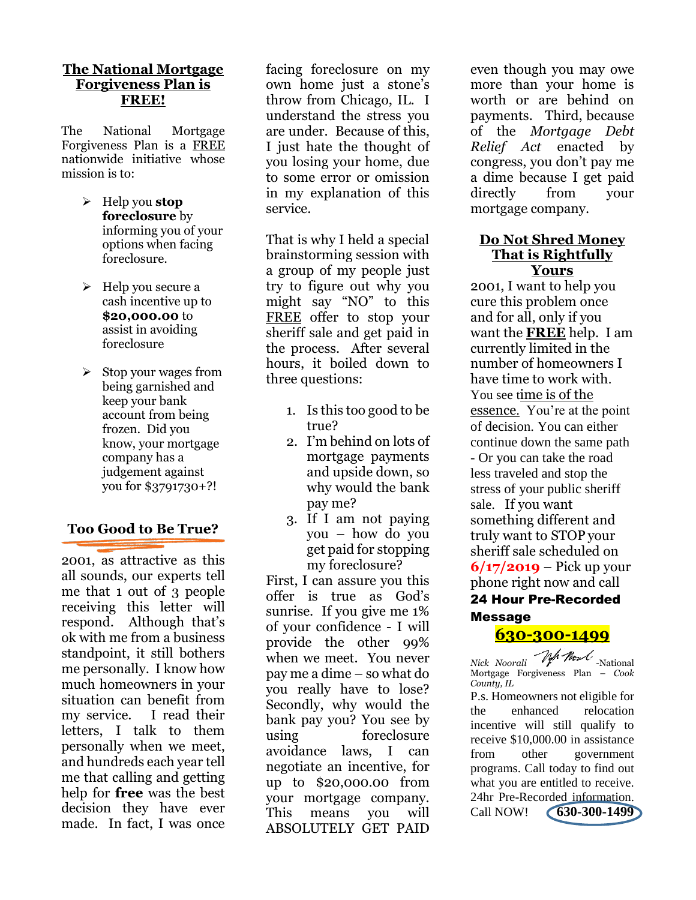## The National Mortgage Forgiveness Plan is FREE!

The National Mortgage Forgiveness Plan is a FREE nationwide initiative whose mission is to:

- Help you **stop foreclosure** by informing you of your options when facing foreclosure.
- Help you secure a cash incentive up to **$20,000.00** to assist in avoiding foreclosure
- Stop your wages from being garnished and keep your bank account from being frozen. Did you know, your mortgage company has a judgement against you for $3791730+?!

## Too Good to Be True?

2001, as attractive as this all sounds, our experts tell me that 1 out of 3 people receiving this letter will respond. Although that's ok with me from a business standpoint, it still bothers me personally. I know how much homeowners in your situation can benefit from my service. I read their letters, I talk to them personally when we meet, and hundreds each year tell me that calling and getting help for **free** was the best decision they have ever made. In fact, I was once facing foreclosure on my own home just a stone's throw from Chicago, IL. I understand the stress you are under. Because of this, I just hate the thought of you losing your home, due to some error or omission in my explanation of this service.

That is why I held a special brainstorming session with a group of my people just try to figure out why you might say "NO" to this FREE offer to stop your sheriff sale and get paid in the process. After several hours, it boiled down to three questions:

1. Is this too good to be true?
2. I'm behind on lots of mortgage payments and upside down, so why would the bank pay me?
3. If I am not paying you – how do you get paid for stopping my foreclosure?

First, I can assure you this offer is true as God's sunrise. If you give me 1% of your confidence - I will provide the other 99% when we meet. You never pay me a dime – so what do you really have to lose? Secondly, why would the bank pay you? You see by using foreclosure avoidance laws, I can negotiate an incentive, for up to $20,000.00 from your mortgage company. This means you will ABSOLUTELY GET PAID even though you may owe more than your home is worth or are behind on payments. Third, because of the *Mortgage Debt Relief Act* enacted by congress, you don't pay me a dime because I get paid directly from your mortgage company.

## Do Not Shred Money That is Rightfully Yours

2001, I want to help you cure this problem once and for all, only if you want the **FREE** help. I am currently limited in the number of homeowners I have time to work with. You see time is of the essence. You're at the point of decision. You can either continue down the same path - Or you can take the road less traveled and stop the stress of your public sheriff sale. If you want something different and truly want to STOP your sheriff sale scheduled on **6/17/2019** – Pick up your phone right now and call

**24 Hour Pre-Recorded Message**

**630-300-1499**

*Nick Noorali* -National Mortgage Forgiveness Plan – *Cook County, IL*

P.s. Homeowners not eligible for the enhanced relocation incentive will still qualify to receive $10,000.00 in assistance from other government programs. Call today to find out what you are entitled to receive. 24hr Pre-Recorded information. Call NOW! **630-300-1499**